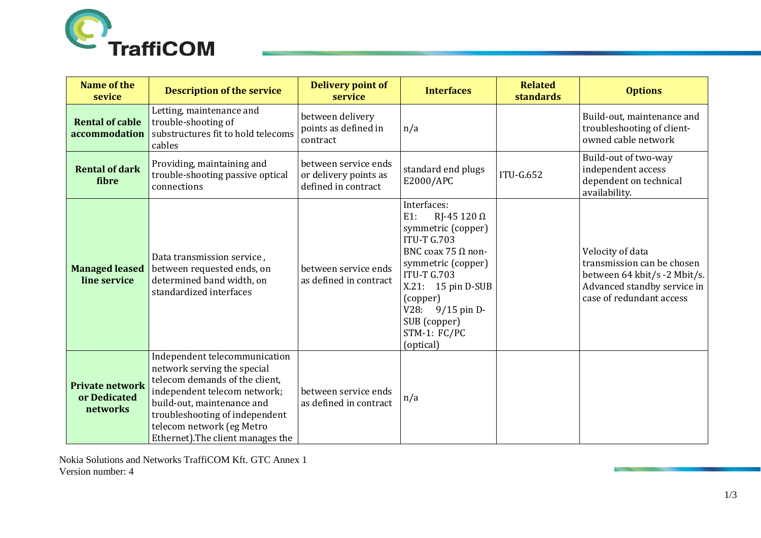| Name of the sevice | Description of the service | Delivery point of service | Interfaces | Related standards | Options |
|---|---|---|---|---|---|
| **Rental of cable accommodation** | Letting, maintenance and trouble-shooting of substructures fit to hold telecoms cables | between delivery points as defined in contract | n/a | | Build-out, maintenance and troubleshooting of client-owned cable network |
| **Rental of dark fibre** | Providing, maintaining and trouble-shooting passive optical connections | between service ends or delivery points as defined in contract | standard end plugs E2000/APC | ITU-G.652 | Build-out of two-way independent access dependent on technical availability. |
| **Managed leased line service** | Data transmission service , between requested ends, on determined band width, on standardized interfaces | between service ends as defined in contract | Interfaces: E1: RJ-45 120 Ω symmetric (copper) ITU-T G.703 BNC coax 75 Ω non-symmetric (copper) ITU-T G.703 X.21: 15 pin D-SUB (copper) V28: 9/15 pin D-SUB (copper) STM-1: FC/PC (optical) | | Velocity of data transmission can be chosen between 64 kbit/s -2 Mbit/s. Advanced standby service in case of redundant access |
| **Private network or Dedicated networks** | Independent telecommunication network serving the special telecom demands of the client, independent telecom network; build-out, maintenance and troubleshooting of independent telecom network (eg Metro Ethernet).The client manages the | between service ends as defined in contract | n/a | | |

Nokia Solutions and Networks TraffiCOM Kft. GTC Annex 1
Version number: 4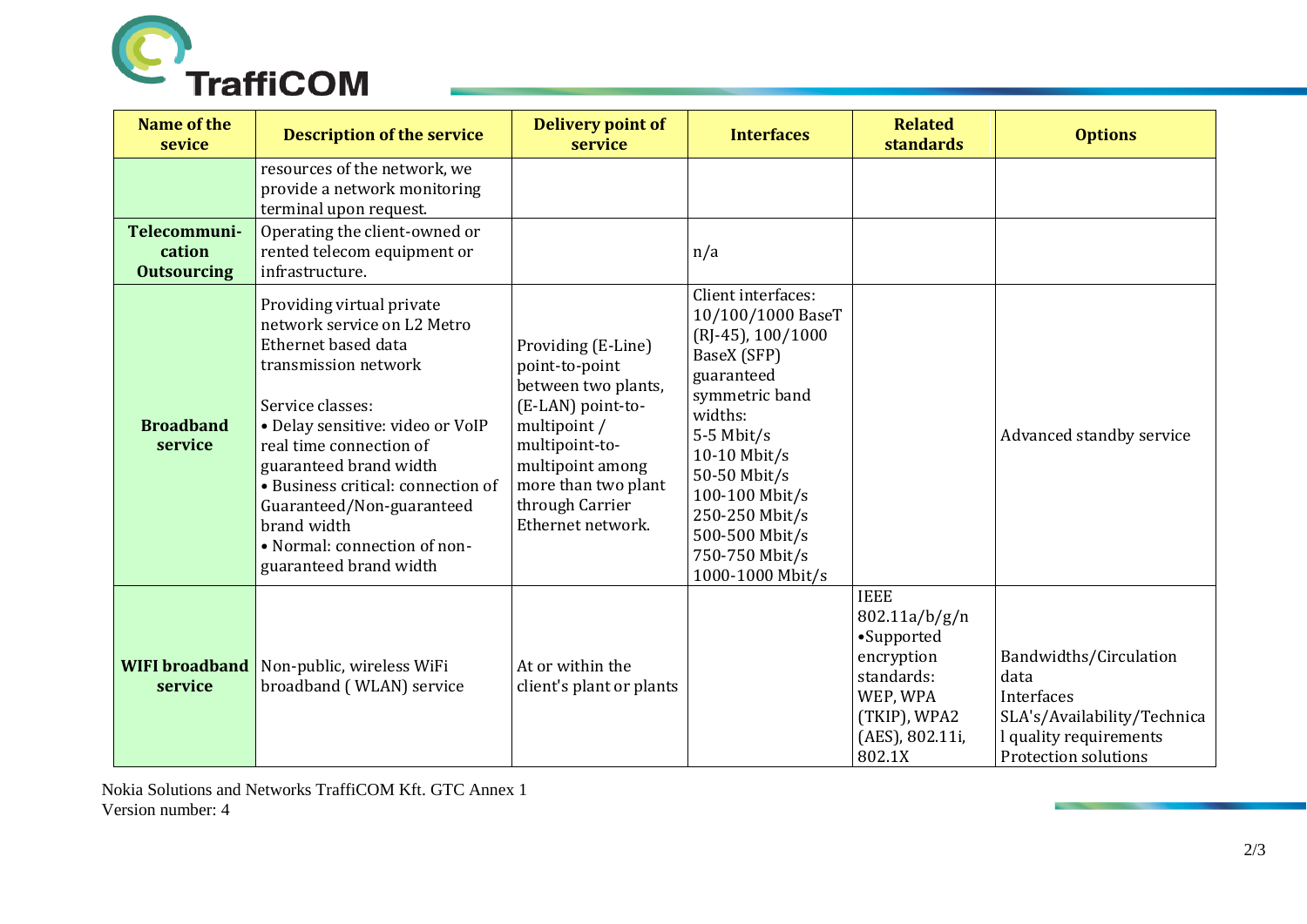| Name of the sevice | Description of the service | Delivery point of service | Interfaces | Related standards | Options |
|---|---|---|---|---|---|
| | resources of the network, we provide a network monitoring terminal upon request. | | | | |
| **Telecommuni-cation Outsourcing** | Operating the client-owned or rented telecom equipment or infrastructure. | | n/a | | |
| **Broadband service** | Providing virtual private network service on L2 Metro Ethernet based data transmission network<br><br>Service classes:<br>• Delay sensitive: video or VoIP real time connection of guaranteed brand width<br>• Business critical: connection of Guaranteed/Non-guaranteed brand width<br>• Normal: connection of non-guaranteed brand width | Providing (E-Line) point-to-point between two plants, (E-LAN) point-to-multipoint / multipoint-to-multipoint among more than two plant through Carrier Ethernet network. | Client interfaces: 10/100/1000 BaseT (RJ-45), 100/1000 BaseX (SFP) guaranteed symmetric band widths:<br>5-5 Mbit/s<br>10-10 Mbit/s<br>50-50 Mbit/s<br>100-100 Mbit/s<br>250-250 Mbit/s<br>500-500 Mbit/s<br>750-750 Mbit/s<br>1000-1000 Mbit/s | | Advanced standby service |
| **WIFI broadband service** | Non-public, wireless WiFi broadband ( WLAN) service | At or within the client's plant or plants | | IEEE 802.11a/b/g/n<br>•Supported encryption standards: WEP, WPA (TKIP), WPA2 (AES), 802.11i, 802.1X | Bandwidths/Circulation data<br>Interfaces<br>SLA's/Availability/Technical quality requirements<br>Protection solutions |

Nokia Solutions and Networks TraffiCOM Kft. GTC Annex 1
Version number: 4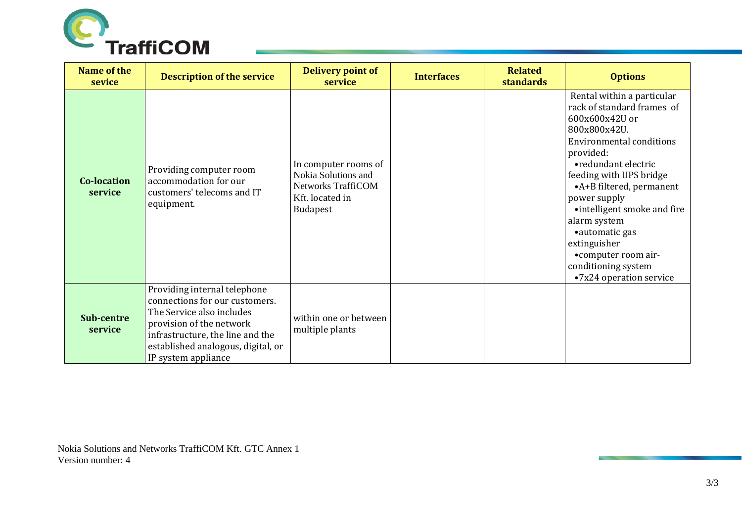| Name of the sevice | Description of the service | Delivery point of service | Interfaces | Related standards | Options |
| --- | --- | --- | --- | --- | --- |
| **Co-location service** | Providing computer room accommodation for our customers' telecoms and IT equipment. | In computer rooms of Nokia Solutions and Networks TraffiCOM Kft. located in Budapest | | | Rental within a particular rack of standard frames of 600x600x42U or 800x800x42U. Environmental conditions provided: •redundant electric feeding with UPS bridge •A+B filtered, permanent power supply •intelligent smoke and fire alarm system •automatic gas extinguisher •computer room air-conditioning system •7x24 operation service |
| **Sub-centre service** | Providing internal telephone connections for our customers. The Service also includes provision of the network infrastructure, the line and the established analogous, digital, or IP system appliance | within one or between multiple plants | | | |